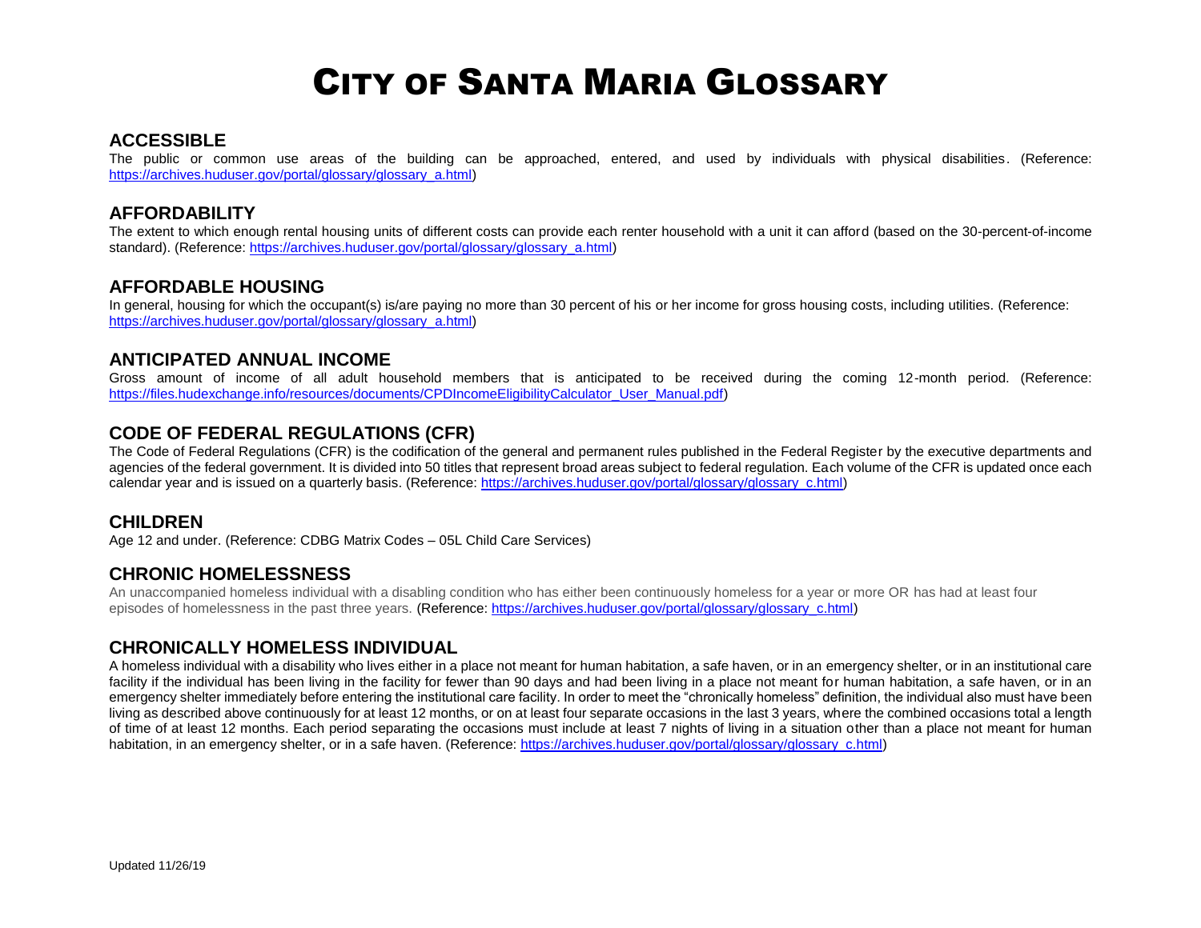# City of Santa Maria Glossary

## ACCESSIBLE

The public or common use areas of the building can be approached, entered, and used by individuals with physical disabilities. (Reference: https://archives.huduser.gov/portal/glossary/glossary_a.html)

## AFFORDABILITY

The extent to which enough rental housing units of different costs can provide each renter household with a unit it can afford (based on the 30-percent-of-income standard). (Reference: https://archives.huduser.gov/portal/glossary/glossary_a.html)

## AFFORDABLE HOUSING

In general, housing for which the occupant(s) is/are paying no more than 30 percent of his or her income for gross housing costs, including utilities. (Reference: https://archives.huduser.gov/portal/glossary/glossary_a.html)

## ANTICIPATED ANNUAL INCOME

Gross amount of income of all adult household members that is anticipated to be received during the coming 12-month period. (Reference: https://files.hudexchange.info/resources/documents/CPDIncomeEligibilityCalculator_User_Manual.pdf)

## CODE OF FEDERAL REGULATIONS (CFR)

The Code of Federal Regulations (CFR) is the codification of the general and permanent rules published in the Federal Register by the executive departments and agencies of the federal government. It is divided into 50 titles that represent broad areas subject to federal regulation. Each volume of the CFR is updated once each calendar year and is issued on a quarterly basis. (Reference: https://archives.huduser.gov/portal/glossary/glossary_c.html)

## CHILDREN

Age 12 and under. (Reference: CDBG Matrix Codes – 05L Child Care Services)

## CHRONIC HOMELESSNESS

An unaccompanied homeless individual with a disabling condition who has either been continuously homeless for a year or more OR has had at least four episodes of homelessness in the past three years. (Reference: https://archives.huduser.gov/portal/glossary/glossary_c.html)

## CHRONICALLY HOMELESS INDIVIDUAL

A homeless individual with a disability who lives either in a place not meant for human habitation, a safe haven, or in an emergency shelter, or in an institutional care facility if the individual has been living in the facility for fewer than 90 days and had been living in a place not meant for human habitation, a safe haven, or in an emergency shelter immediately before entering the institutional care facility. In order to meet the "chronically homeless" definition, the individual also must have been living as described above continuously for at least 12 months, or on at least four separate occasions in the last 3 years, where the combined occasions total a length of time of at least 12 months. Each period separating the occasions must include at least 7 nights of living in a situation other than a place not meant for human habitation, in an emergency shelter, or in a safe haven. (Reference: https://archives.huduser.gov/portal/glossary/glossary_c.html)

Updated 11/26/19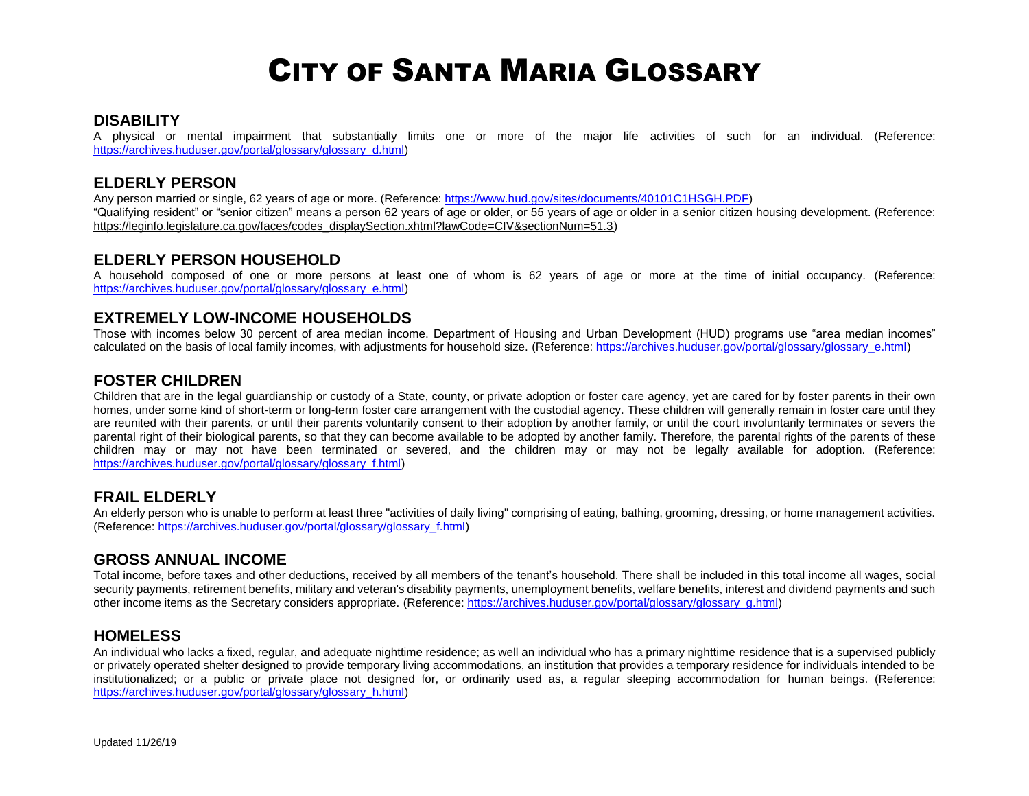# City of Santa Maria Glossary

## DISABILITY

A physical or mental impairment that substantially limits one or more of the major life activities of such for an individual. (Reference: https://archives.huduser.gov/portal/glossary/glossary_d.html)

## ELDERLY PERSON

Any person married or single, 62 years of age or more. (Reference: https://www.hud.gov/sites/documents/40101C1HSGH.PDF)

"Qualifying resident" or "senior citizen" means a person 62 years of age or older, or 55 years of age or older in a senior citizen housing development. (Reference: https://leginfo.legislature.ca.gov/faces/codes_displaySection.xhtml?lawCode=CIV&sectionNum=51.3)

## ELDERLY PERSON HOUSEHOLD

A household composed of one or more persons at least one of whom is 62 years of age or more at the time of initial occupancy. (Reference: https://archives.huduser.gov/portal/glossary/glossary_e.html)

## EXTREMELY LOW-INCOME HOUSEHOLDS

Those with incomes below 30 percent of area median income. Department of Housing and Urban Development (HUD) programs use "area median incomes" calculated on the basis of local family incomes, with adjustments for household size. (Reference: https://archives.huduser.gov/portal/glossary/glossary_e.html)

## FOSTER CHILDREN

Children that are in the legal guardianship or custody of a State, county, or private adoption or foster care agency, yet are cared for by foster parents in their own homes, under some kind of short-term or long-term foster care arrangement with the custodial agency. These children will generally remain in foster care until they are reunited with their parents, or until their parents voluntarily consent to their adoption by another family, or until the court involuntarily terminates or severs the parental right of their biological parents, so that they can become available to be adopted by another family. Therefore, the parental rights of the parents of these children may or may not have been terminated or severed, and the children may or may not be legally available for adoption. (Reference: https://archives.huduser.gov/portal/glossary/glossary_f.html)

## FRAIL ELDERLY

An elderly person who is unable to perform at least three "activities of daily living" comprising of eating, bathing, grooming, dressing, or home management activities. (Reference: https://archives.huduser.gov/portal/glossary/glossary_f.html)

## GROSS ANNUAL INCOME

Total income, before taxes and other deductions, received by all members of the tenant's household. There shall be included in this total income all wages, social security payments, retirement benefits, military and veteran's disability payments, unemployment benefits, welfare benefits, interest and dividend payments and such other income items as the Secretary considers appropriate. (Reference: https://archives.huduser.gov/portal/glossary/glossary_g.html)

## HOMELESS

An individual who lacks a fixed, regular, and adequate nighttime residence; as well an individual who has a primary nighttime residence that is a supervised publicly or privately operated shelter designed to provide temporary living accommodations, an institution that provides a temporary residence for individuals intended to be institutionalized; or a public or private place not designed for, or ordinarily used as, a regular sleeping accommodation for human beings. (Reference: https://archives.huduser.gov/portal/glossary/glossary_h.html)

Updated 11/26/19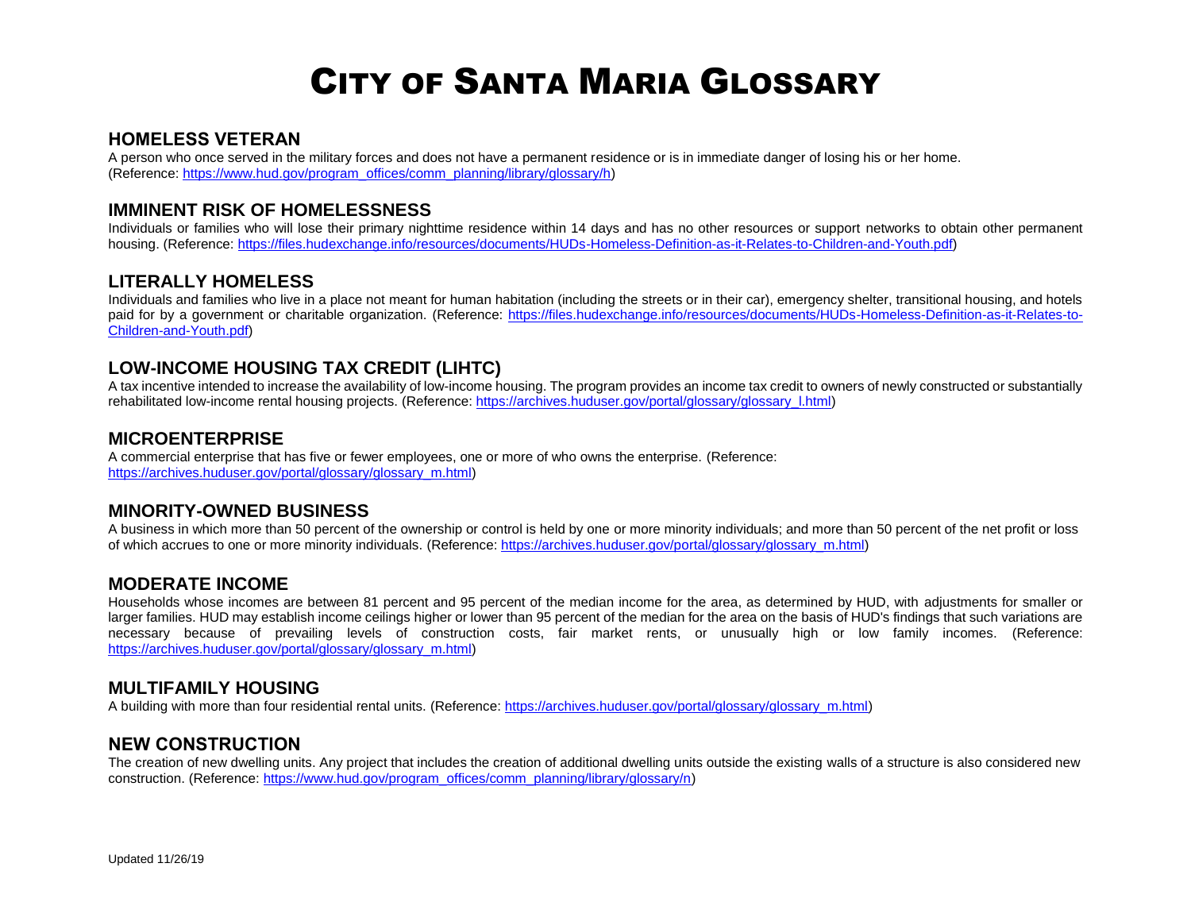# City of Santa Maria Glossary

## HOMELESS VETERAN

A person who once served in the military forces and does not have a permanent residence or is in immediate danger of losing his or her home. (Reference: https://www.hud.gov/program_offices/comm_planning/library/glossary/h)

## IMMINENT RISK OF HOMELESSNESS

Individuals or families who will lose their primary nighttime residence within 14 days and has no other resources or support networks to obtain other permanent housing. (Reference: https://files.hudexchange.info/resources/documents/HUDs-Homeless-Definition-as-it-Relates-to-Children-and-Youth.pdf)

## LITERALLY HOMELESS

Individuals and families who live in a place not meant for human habitation (including the streets or in their car), emergency shelter, transitional housing, and hotels paid for by a government or charitable organization. (Reference: https://files.hudexchange.info/resources/documents/HUDs-Homeless-Definition-as-it-Relates-to-Children-and-Youth.pdf)

## LOW-INCOME HOUSING TAX CREDIT (LIHTC)

A tax incentive intended to increase the availability of low-income housing. The program provides an income tax credit to owners of newly constructed or substantially rehabilitated low-income rental housing projects. (Reference: https://archives.huduser.gov/portal/glossary/glossary_l.html)

## MICROENTERPRISE

A commercial enterprise that has five or fewer employees, one or more of who owns the enterprise. (Reference: https://archives.huduser.gov/portal/glossary/glossary_m.html)

## MINORITY-OWNED BUSINESS

A business in which more than 50 percent of the ownership or control is held by one or more minority individuals; and more than 50 percent of the net profit or loss of which accrues to one or more minority individuals. (Reference: https://archives.huduser.gov/portal/glossary/glossary_m.html)

## MODERATE INCOME

Households whose incomes are between 81 percent and 95 percent of the median income for the area, as determined by HUD, with adjustments for smaller or larger families. HUD may establish income ceilings higher or lower than 95 percent of the median for the area on the basis of HUD's findings that such variations are necessary because of prevailing levels of construction costs, fair market rents, or unusually high or low family incomes. (Reference: https://archives.huduser.gov/portal/glossary/glossary_m.html)

## MULTIFAMILY HOUSING

A building with more than four residential rental units. (Reference: https://archives.huduser.gov/portal/glossary/glossary_m.html)

## NEW CONSTRUCTION

The creation of new dwelling units. Any project that includes the creation of additional dwelling units outside the existing walls of a structure is also considered new construction. (Reference: https://www.hud.gov/program_offices/comm_planning/library/glossary/n)

Updated 11/26/19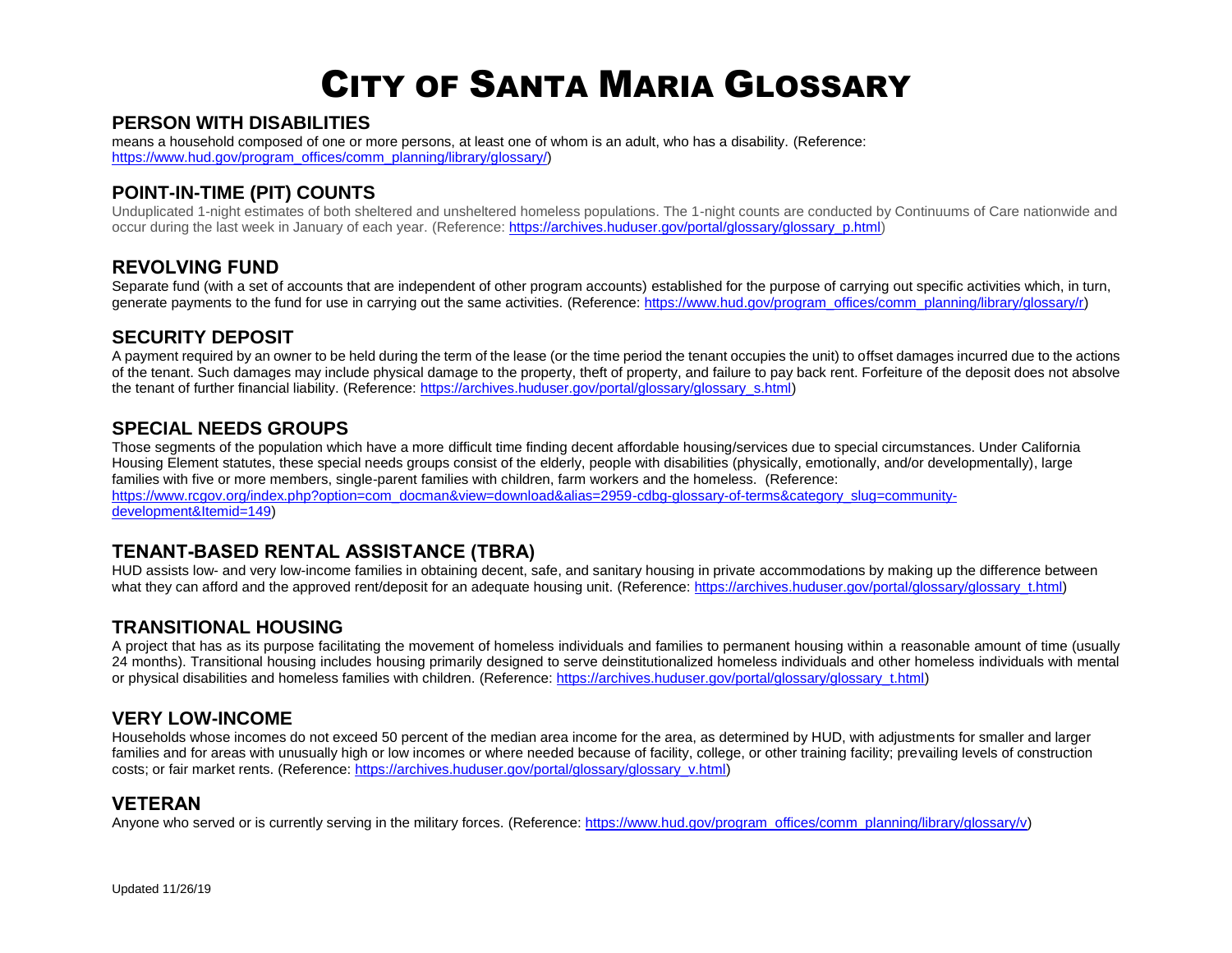# CITY OF SANTA MARIA GLOSSARY

## PERSON WITH DISABILITIES

means a household composed of one or more persons, at least one of whom is an adult, who has a disability. (Reference: https://www.hud.gov/program_offices/comm_planning/library/glossary/)

## POINT-IN-TIME (PIT) COUNTS

Unduplicated 1-night estimates of both sheltered and unsheltered homeless populations. The 1-night counts are conducted by Continuums of Care nationwide and occur during the last week in January of each year. (Reference: https://archives.huduser.gov/portal/glossary/glossary_p.html)

## REVOLVING FUND

Separate fund (with a set of accounts that are independent of other program accounts) established for the purpose of carrying out specific activities which, in turn, generate payments to the fund for use in carrying out the same activities. (Reference: https://www.hud.gov/program_offices/comm_planning/library/glossary/r)

## SECURITY DEPOSIT

A payment required by an owner to be held during the term of the lease (or the time period the tenant occupies the unit) to offset damages incurred due to the actions of the tenant. Such damages may include physical damage to the property, theft of property, and failure to pay back rent. Forfeiture of the deposit does not absolve the tenant of further financial liability. (Reference: https://archives.huduser.gov/portal/glossary/glossary_s.html)

## SPECIAL NEEDS GROUPS

Those segments of the population which have a more difficult time finding decent affordable housing/services due to special circumstances. Under California Housing Element statutes, these special needs groups consist of the elderly, people with disabilities (physically, emotionally, and/or developmentally), large families with five or more members, single-parent families with children, farm workers and the homeless. (Reference: https://www.rcgov.org/index.php?option=com_docman&view=download&alias=2959-cdbg-glossary-of-terms&category_slug=community-development&Itemid=149)

## TENANT-BASED RENTAL ASSISTANCE (TBRA)

HUD assists low- and very low-income families in obtaining decent, safe, and sanitary housing in private accommodations by making up the difference between what they can afford and the approved rent/deposit for an adequate housing unit. (Reference: https://archives.huduser.gov/portal/glossary/glossary_t.html)

## TRANSITIONAL HOUSING

A project that has as its purpose facilitating the movement of homeless individuals and families to permanent housing within a reasonable amount of time (usually 24 months). Transitional housing includes housing primarily designed to serve deinstitutionalized homeless individuals and other homeless individuals with mental or physical disabilities and homeless families with children. (Reference: https://archives.huduser.gov/portal/glossary/glossary_t.html)

## VERY LOW-INCOME

Households whose incomes do not exceed 50 percent of the median area income for the area, as determined by HUD, with adjustments for smaller and larger families and for areas with unusually high or low incomes or where needed because of facility, college, or other training facility; prevailing levels of construction costs; or fair market rents. (Reference: https://archives.huduser.gov/portal/glossary/glossary_v.html)

## VETERAN

Anyone who served or is currently serving in the military forces. (Reference: https://www.hud.gov/program_offices/comm_planning/library/glossary/v)

Updated 11/26/19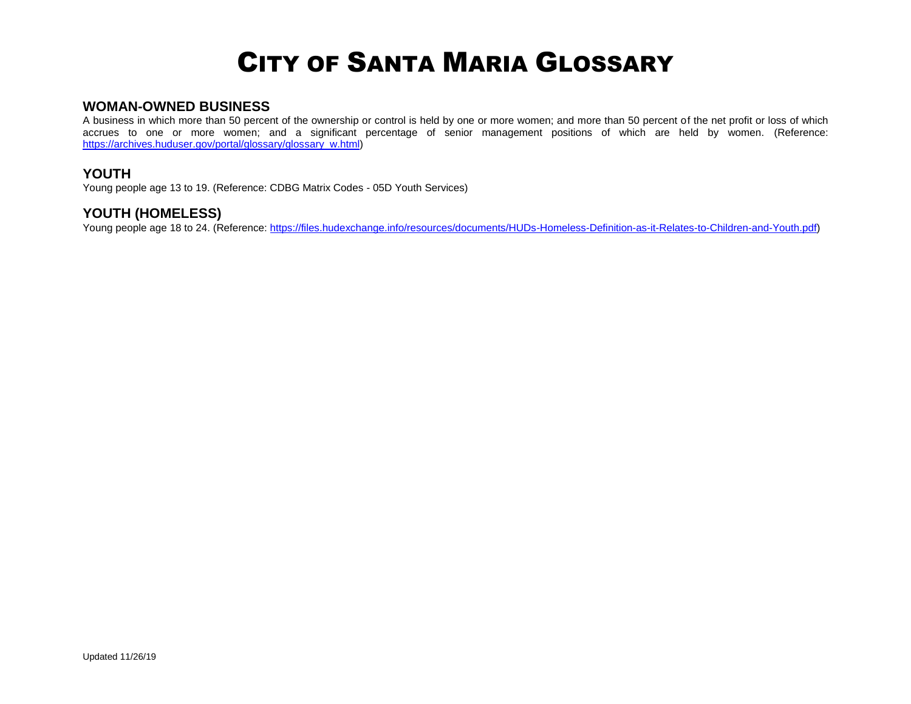# City of Santa Maria Glossary

## WOMAN-OWNED BUSINESS

A business in which more than 50 percent of the ownership or control is held by one or more women; and more than 50 percent of the net profit or loss of which accrues to one or more women; and a significant percentage of senior management positions of which are held by women. (Reference: https://archives.huduser.gov/portal/glossary/glossary_w.html)

## YOUTH

Young people age 13 to 19. (Reference: CDBG Matrix Codes - 05D Youth Services)

## YOUTH (HOMELESS)

Young people age 18 to 24. (Reference: https://files.hudexchange.info/resources/documents/HUDs-Homeless-Definition-as-it-Relates-to-Children-and-Youth.pdf)

Updated 11/26/19